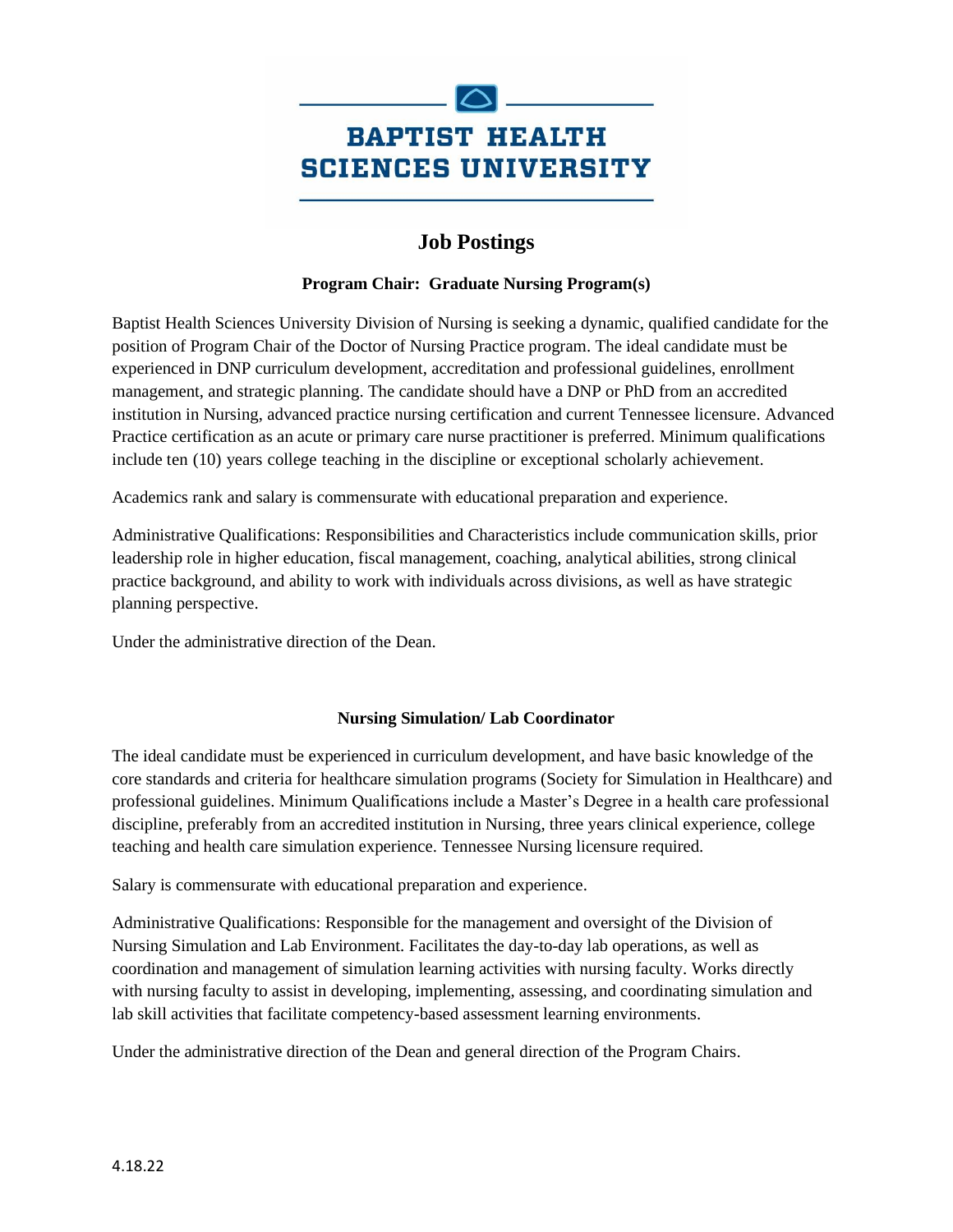# BAPTIST HEALTH SCIENCES UNIVERSITY

## Job Postings

### Program Chair: Graduate Nursing Program(s)

Baptist Health Sciences University Division of Nursing is seeking a dynamic, qualified candidate for the position of Program Chair of the Doctor of Nursing Practice program. The ideal candidate must be experienced in DNP curriculum development, accreditation and professional guidelines, enrollment management, and strategic planning. The candidate should have a DNP or PhD from an accredited institution in Nursing, advanced practice nursing certification and current Tennessee licensure. Advanced Practice certification as an acute or primary care nurse practitioner is preferred. Minimum qualifications include ten (10) years college teaching in the discipline or exceptional scholarly achievement.

Academics rank and salary is commensurate with educational preparation and experience.

Administrative Qualifications: Responsibilities and Characteristics include communication skills, prior leadership role in higher education, fiscal management, coaching, analytical abilities, strong clinical practice background, and ability to work with individuals across divisions, as well as have strategic planning perspective.

Under the administrative direction of the Dean.

### Nursing Simulation/ Lab Coordinator

The ideal candidate must be experienced in curriculum development, and have basic knowledge of the core standards and criteria for healthcare simulation programs (Society for Simulation in Healthcare) and professional guidelines. Minimum Qualifications include a Master's Degree in a health care professional discipline, preferably from an accredited institution in Nursing, three years clinical experience, college teaching and health care simulation experience. Tennessee Nursing licensure required.

Salary is commensurate with educational preparation and experience.

Administrative Qualifications: Responsible for the management and oversight of the Division of Nursing Simulation and Lab Environment. Facilitates the day-to-day lab operations, as well as coordination and management of simulation learning activities with nursing faculty. Works directly with nursing faculty to assist in developing, implementing, assessing, and coordinating simulation and lab skill activities that facilitate competency-based assessment learning environments.

Under the administrative direction of the Dean and general direction of the Program Chairs.

4.18.22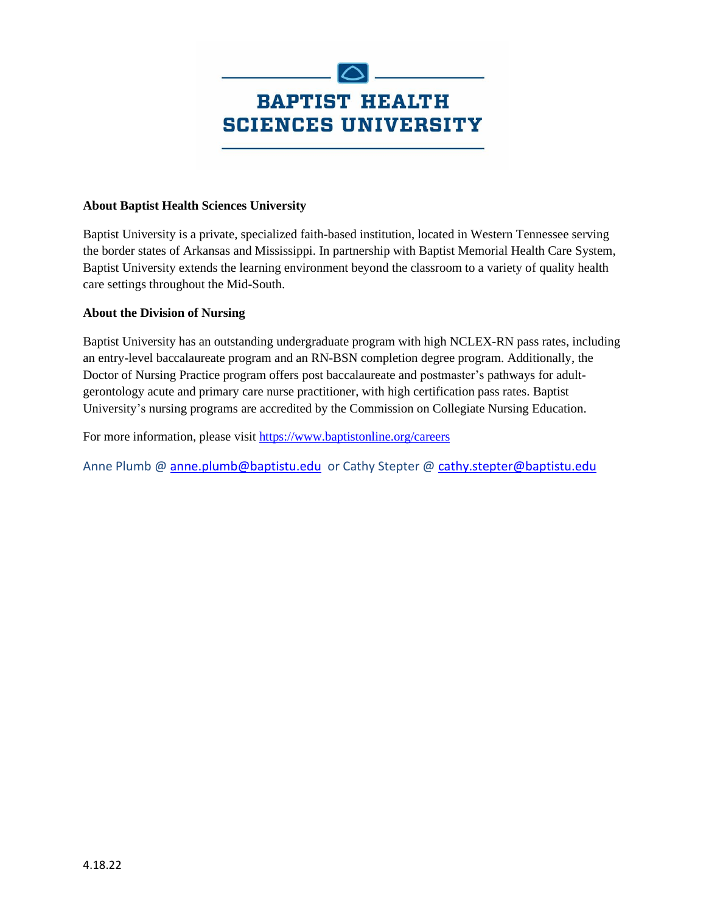**BAPTIST HEALTH SCIENCES UNIVERSITY**

**About Baptist Health Sciences University**

Baptist University is a private, specialized faith-based institution, located in Western Tennessee serving the border states of Arkansas and Mississippi. In partnership with Baptist Memorial Health Care System, Baptist University extends the learning environment beyond the classroom to a variety of quality health care settings throughout the Mid-South.

**About the Division of Nursing**

Baptist University has an outstanding undergraduate program with high NCLEX-RN pass rates, including an entry-level baccalaureate program and an RN-BSN completion degree program. Additionally, the Doctor of Nursing Practice program offers post baccalaureate and postmaster's pathways for adult-gerontology acute and primary care nurse practitioner, with high certification pass rates. Baptist University's nursing programs are accredited by the Commission on Collegiate Nursing Education.

For more information, please visit https://www.baptistonline.org/careers

Anne Plumb @ anne.plumb@baptistu.edu or Cathy Stepter @ cathy.stepter@baptistu.edu

4.18.22